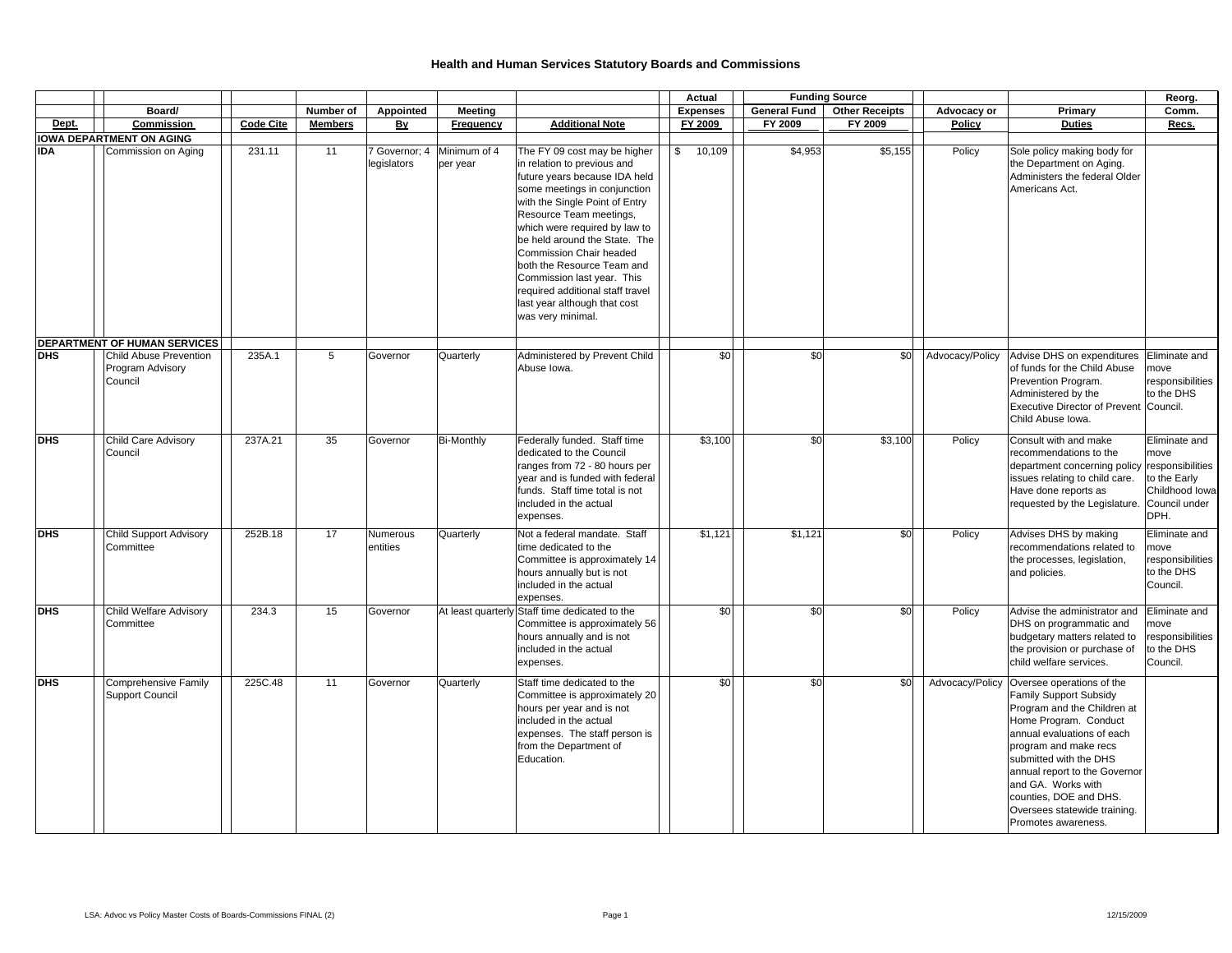# Health and Human Services Statutory Boards and Commissions

| Dept. | Board/ Commission | Code Cite | Number of Members | Appointed By | Meeting Frequency | Additional Note | Actual Expenses FY 2009 | Funding Source General Fund FY 2009 | Funding Source Other Receipts FY 2009 | Advocacy or Policy | Primary Duties | Reorg. Comm. Recs. |
|---|---|---|---|---|---|---|---|---|---|---|---|---|
| **IOWA DEPARTMENT ON AGING** | | | | | | | | | | | | |
| **IDA** | Commission on Aging | 231.11 | 11 | 7 Governor; 4 legislators | Minimum of 4 per year | The FY 09 cost may be higher in relation to previous and future years because IDA held some meetings in conjunction with the Single Point of Entry Resource Team meetings, which were required by law to be held around the State. The Commission Chair headed both the Resource Team and Commission last year. This required additional staff travel last year although that cost was very minimal. | $ 10,109 | $4,953 | $5,155 | Policy | Sole policy making body for the Department on Aging. Administers the federal Older Americans Act. | |
| **DEPARTMENT OF HUMAN SERVICES** | | | | | | | | | | | | |
| **DHS** | Child Abuse Prevention Program Advisory Council | 235A.1 | 5 | Governor | Quarterly | Administered by Prevent Child Abuse Iowa. | $0 | $0 | $0 | Advocacy/Policy | Advise DHS on expenditures of funds for the Child Abuse Prevention Program. Administered by the Executive Director of Prevent Child Abuse Iowa. | Eliminate and move responsibilities to the DHS Council. |
| **DHS** | Child Care Advisory Council | 237A.21 | 35 | Governor | Bi-Monthly | Federally funded. Staff time dedicated to the Council ranges from 72 - 80 hours per year and is funded with federal funds. Staff time total is not included in the actual expenses. | $3,100 | $0 | $3,100 | Policy | Consult with and make recommendations to the department concerning policy issues relating to child care. Have done reports as requested by the Legislature. | Eliminate and move responsibilities to the Early Childhood Iowa Council under DPH. |
| **DHS** | Child Support Advisory Committee | 252B.18 | 17 | Numerous entities | Quarterly | Not a federal mandate. Staff time dedicated to the Committee is approximately 14 hours annually but is not included in the actual expenses. | $1,121 | $1,121 | $0 | Policy | Advises DHS by making recommendations related to the processes, legislation, and policies. | Eliminate and move responsibilities to the DHS Council. |
| **DHS** | Child Welfare Advisory Committee | 234.3 | 15 | Governor | At least quarterly | Staff time dedicated to the Committee is approximately 56 hours annually and is not included in the actual expenses. | $0 | $0 | $0 | Policy | Advise the administrator and DHS on programmatic and budgetary matters related to the provision or purchase of child welfare services. | Eliminate and move responsibilities to the DHS Council. |
| **DHS** | Comprehensive Family Support Council | 225C.48 | 11 | Governor | Quarterly | Staff time dedicated to the Committee is approximately 20 hours per year and is not included in the actual expenses. The staff person is from the Department of Education. | $0 | $0 | $0 | Advocacy/Policy | Oversee operations of the Family Support Subsidy Program and the Children at Home Program. Conduct annual evaluations of each program and make recs submitted with the DHS annual report to the Governor and GA. Works with counties, DOE and DHS. Oversees statewide training. Promotes awareness. | |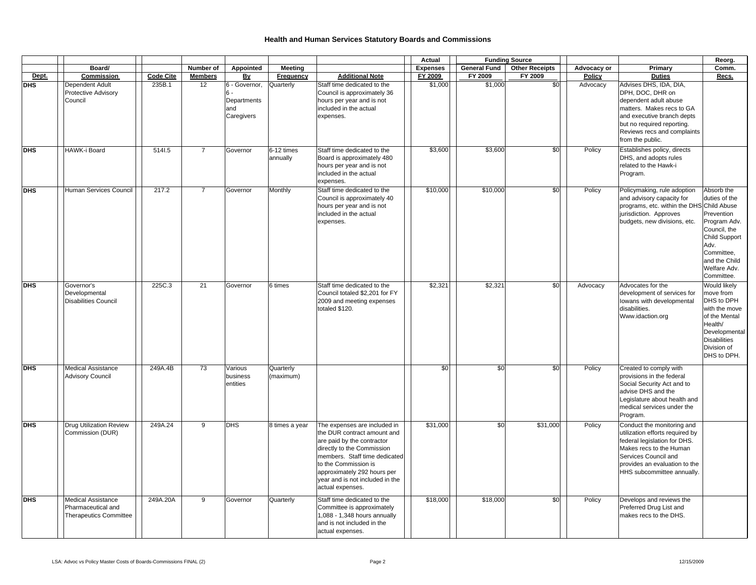# Health and Human Services Statutory Boards and Commissions

| Dept. | Board/ Commission | Code Cite | Number of Members | Appointed By | Meeting Frequency | Additional Note | Actual Expenses FY 2009 | Funding Source General Fund FY 2009 | Funding Source Other Receipts FY 2009 | Advocacy or Policy | Primary Duties | Reorg. Comm. Recs. |
|---|---|---|---|---|---|---|---|---|---|---|---|---|
| DHS | Dependent Adult Protective Advisory Council | 235B.1 | 12 | 6 - Governor, 6 - Departments and Caregivers | Quarterly | Staff time dedicated to the Council is approximately 36 hours per year and is not included in the actual expenses. | $1,000 | $1,000 | $0 | Advocacy | Advises DHS, IDA, DIA, DPH, DOC, DHR on dependent adult abuse matters. Makes recs to GA and executive branch depts but no required reporting. Reviews recs and complaints from the public. | |
| DHS | HAWK-i Board | 514I.5 | 7 | Governor | 6-12 times annually | Staff time dedicated to the Board is approximately 480 hours per year and is not included in the actual expenses. | $3,600 | $3,600 | $0 | Policy | Establishes policy, directs DHS, and adopts rules related to the Hawk-i Program. | |
| DHS | Human Services Council | 217.2 | 7 | Governor | Monthly | Staff time dedicated to the Council is approximately 40 hours per year and is not included in the actual expenses. | $10,000 | $10,000 | $0 | Policy | Policymaking, rule adoption and advisory capacity for programs, etc. within the DHS jurisdiction. Approves budgets, new divisions, etc. | Absorb the duties of the Child Abuse Prevention Program Adv. Council, the Child Support Adv. Committee, and the Child Welfare Adv. Committee. |
| DHS | Governor's Developmental Disabilities Council | 225C.3 | 21 | Governor | 6 times | Staff time dedicated to the Council totaled $2,201 for FY 2009 and meeting expenses totaled $120. | $2,321 | $2,321 | $0 | Advocacy | Advocates for the development of services for Iowans with developmental disabilities. Www.idaction.org | Would likely move from DHS to DPH with the move of the Mental Health/ Developmental Disabilities Division of DHS to DPH. |
| DHS | Medical Assistance Advisory Council | 249A.4B | 73 | Various business entities | Quarterly (maximum) | | $0 | $0 | $0 | Policy | Created to comply with provisions in the federal Social Security Act and to advise DHS and the Legislature about health and medical services under the Program. | |
| DHS | Drug Utilization Review Commission (DUR) | 249A.24 | 9 | DHS | 8 times a year | The expenses are included in the DUR contract amount and are paid by the contractor directly to the Commission members. Staff time dedicated to the Commission is approximately 292 hours per year and is not included in the actual expenses. | $31,000 | $0 | $31,000 | Policy | Conduct the monitoring and utilization efforts required by federal legislation for DHS. Makes recs to the Human Services Council and provides an evaluation to the HHS subcommittee annually. | |
| DHS | Medical Assistance Pharmaceutical and Therapeutics Committee | 249A.20A | 9 | Governor | Quarterly | Staff time dedicated to the Committee is approximately 1,088 - 1,348 hours annually and is not included in the actual expenses. | $18,000 | $18,000 | $0 | Policy | Develops and reviews the Preferred Drug List and makes recs to the DHS. | |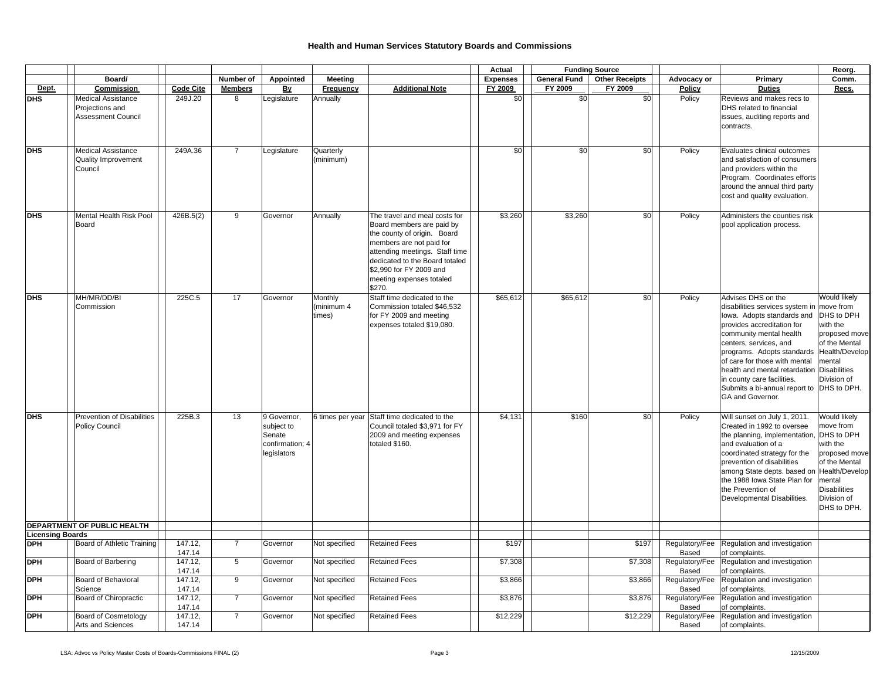# Health and Human Services Statutory Boards and Commissions

| Dept. | Board/ Commission | Code Cite | Number of Members | Appointed By | Meeting Frequency | Additional Note | Actual Expenses FY 2009 | Funding Source General Fund FY 2009 | Funding Source Other Receipts FY 2009 | Advocacy or Policy | Primary Duties | Reorg. Comm. Recs. |
|---|---|---|---|---|---|---|---|---|---|---|---|---|
| DHS | Medical Assistance Projections and Assessment Council | 249J.20 | 8 | Legislature | Annually | | $0 | $0 | $0 | Policy | Reviews and makes recs to DHS related to financial issues, auditing reports and contracts. | |
| DHS | Medical Assistance Quality Improvement Council | 249A.36 | 7 | Legislature | Quarterly (minimum) | | $0 | $0 | $0 | Policy | Evaluates clinical outcomes and satisfaction of consumers and providers within the Program. Coordinates efforts around the annual third party cost and quality evaluation. | |
| DHS | Mental Health Risk Pool Board | 426B.5(2) | 9 | Governor | Annually | The travel and meal costs for Board members are paid by the county of origin. Board members are not paid for attending meetings. Staff time dedicated to the Board totaled $2,990 for FY 2009 and meeting expenses totaled $270. | $3,260 | $3,260 | $0 | Policy | Administers the counties risk pool application process. | |
| DHS | MH/MR/DD/BI Commission | 225C.5 | 17 | Governor | Monthly (minimum 4 times) | Staff time dedicated to the Commission totaled $46,532 for FY 2009 and meeting expenses totaled $19,080. | $65,612 | $65,612 | $0 | Policy | Advises DHS on the disabilities services system in Iowa. Adopts standards and provides accreditation for community mental health centers, services, and programs. Adopts standards of care for those with mental health and mental retardation in county care facilities. Submits a bi-annual report to GA and Governor. | Would likely move from DHS to DPH with the proposed move of the Mental Health/Developmental Disabilities Division of DHS to DPH. |
| DHS | Prevention of Disabilities Policy Council | 225B.3 | 13 | 9 Governor, subject to Senate confirmation; 4 legislators | 6 times per year | Staff time dedicated to the Council totaled $3,971 for FY 2009 and meeting expenses totaled $160. | $4,131 | $160 | $0 | Policy | Will sunset on July 1, 2011. Created in 1992 to oversee the planning, implementation, and evaluation of a coordinated strategy for the prevention of disabilities among State depts. based on the 1988 Iowa State Plan for the Prevention of Developmental Disabilities. | Would likely move from DHS to DPH with the proposed move of the Mental Health/Developmental Disabilities Division of DHS to DPH. |
| **DEPARTMENT OF PUBLIC HEALTH** | | | | | | | | | | | | |
| **Licensing Boards** | | | | | | | | | | | | |
| DPH | Board of Athletic Training | 147.12, 147.14 | 7 | Governor | Not specified | Retained Fees | $197 | | $197 | Regulatory/Fee Based | Regulation and investigation of complaints. | |
| DPH | Board of Barbering | 147.12, 147.14 | 5 | Governor | Not specified | Retained Fees | $7,308 | | $7,308 | Regulatory/Fee Based | Regulation and investigation of complaints. | |
| DPH | Board of Behavioral Science | 147.12, 147.14 | 9 | Governor | Not specified | Retained Fees | $3,866 | | $3,866 | Regulatory/Fee Based | Regulation and investigation of complaints. | |
| DPH | Board of Chiropractic | 147.12, 147.14 | 7 | Governor | Not specified | Retained Fees | $3,876 | | $3,876 | Regulatory/Fee Based | Regulation and investigation of complaints. | |
| DPH | Board of Cosmetology Arts and Sciences | 147.12, 147.14 | 7 | Governor | Not specified | Retained Fees | $12,229 | | $12,229 | Regulatory/Fee Based | Regulation and investigation of complaints. | |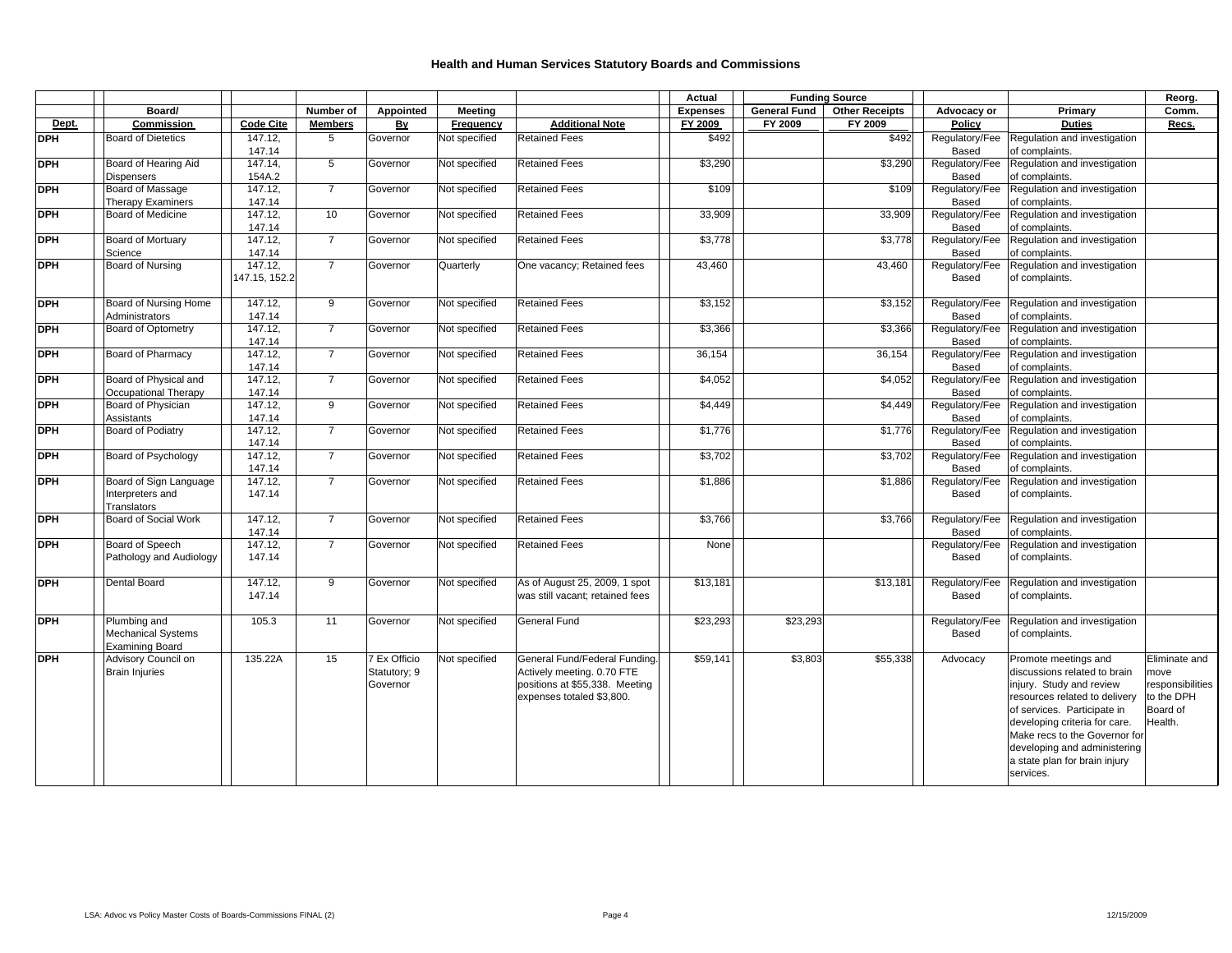# Health and Human Services Statutory Boards and Commissions

| Dept. | Board/ Commission | Code Cite | Number of Members | Appointed By | Meeting Frequency | Additional Note | Actual Expenses FY 2009 | Funding Source General Fund FY 2009 | Funding Source Other Receipts FY 2009 | Advocacy or Policy | Primary Duties | Reorg. Comm. Recs. |
|---|---|---|---|---|---|---|---|---|---|---|---|---|
| DPH | Board of Dietetics | 147.12, 147.14 | 5 | Governor | Not specified | Retained Fees | $492 | | $492 | Regulatory/Fee Based | Regulation and investigation of complaints. | |
| DPH | Board of Hearing Aid Dispensers | 147.14, 154A.2 | 5 | Governor | Not specified | Retained Fees | $3,290 | | $3,290 | Regulatory/Fee Based | Regulation and investigation of complaints. | |
| DPH | Board of Massage Therapy Examiners | 147.12, 147.14 | 7 | Governor | Not specified | Retained Fees | $109 | | $109 | Regulatory/Fee Based | Regulation and investigation of complaints. | |
| DPH | Board of Medicine | 147.12, 147.14 | 10 | Governor | Not specified | Retained Fees | 33,909 | | 33,909 | Regulatory/Fee Based | Regulation and investigation of complaints. | |
| DPH | Board of Mortuary Science | 147.12, 147.14 | 7 | Governor | Not specified | Retained Fees | $3,778 | | $3,778 | Regulatory/Fee Based | Regulation and investigation of complaints. | |
| DPH | Board of Nursing | 147.12, 147.15, 152.2 | 7 | Governor | Quarterly | One vacancy; Retained fees | 43,460 | | 43,460 | Regulatory/Fee Based | Regulation and investigation of complaints. | |
| DPH | Board of Nursing Home Administrators | 147.12, 147.14 | 9 | Governor | Not specified | Retained Fees | $3,152 | | $3,152 | Regulatory/Fee Based | Regulation and investigation of complaints. | |
| DPH | Board of Optometry | 147.12, 147.14 | 7 | Governor | Not specified | Retained Fees | $3,366 | | $3,366 | Regulatory/Fee Based | Regulation and investigation of complaints. | |
| DPH | Board of Pharmacy | 147.12, 147.14 | 7 | Governor | Not specified | Retained Fees | 36,154 | | 36,154 | Regulatory/Fee Based | Regulation and investigation of complaints. | |
| DPH | Board of Physical and Occupational Therapy | 147.12, 147.14 | 7 | Governor | Not specified | Retained Fees | $4,052 | | $4,052 | Regulatory/Fee Based | Regulation and investigation of complaints. | |
| DPH | Board of Physician Assistants | 147.12, 147.14 | 9 | Governor | Not specified | Retained Fees | $4,449 | | $4,449 | Regulatory/Fee Based | Regulation and investigation of complaints. | |
| DPH | Board of Podiatry | 147.12, 147.14 | 7 | Governor | Not specified | Retained Fees | $1,776 | | $1,776 | Regulatory/Fee Based | Regulation and investigation of complaints. | |
| DPH | Board of Psychology | 147.12, 147.14 | 7 | Governor | Not specified | Retained Fees | $3,702 | | $3,702 | Regulatory/Fee Based | Regulation and investigation of complaints. | |
| DPH | Board of Sign Language Interpreters and Translators | 147.12, 147.14 | 7 | Governor | Not specified | Retained Fees | $1,886 | | $1,886 | Regulatory/Fee Based | Regulation and investigation of complaints. | |
| DPH | Board of Social Work | 147.12, 147.14 | 7 | Governor | Not specified | Retained Fees | $3,766 | | $3,766 | Regulatory/Fee Based | Regulation and investigation of complaints. | |
| DPH | Board of Speech Pathology and Audiology | 147.12, 147.14 | 7 | Governor | Not specified | Retained Fees | None | | | Regulatory/Fee Based | Regulation and investigation of complaints. | |
| DPH | Dental Board | 147.12, 147.14 | 9 | Governor | Not specified | As of August 25, 2009, 1 spot was still vacant; retained fees | $13,181 | | $13,181 | Regulatory/Fee Based | Regulation and investigation of complaints. | |
| DPH | Plumbing and Mechanical Systems Examining Board | 105.3 | 11 | Governor | Not specified | General Fund | $23,293 | $23,293 | | Regulatory/Fee Based | Regulation and investigation of complaints. | |
| DPH | Advisory Council on Brain Injuries | 135.22A | 15 | 7 Ex Officio Statutory; 9 Governor | Not specified | General Fund/Federal Funding. Actively meeting. 0.70 FTE positions at $55,338. Meeting expenses totaled $3,800. | $59,141 | $3,803 | $55,338 | Advocacy | Promote meetings and discussions related to brain injury. Study and review resources related to delivery of services. Participate in developing criteria for care. Make recs to the Governor for developing and administering a state plan for brain injury services. | Eliminate and move responsibilities to the DPH Board of Health. |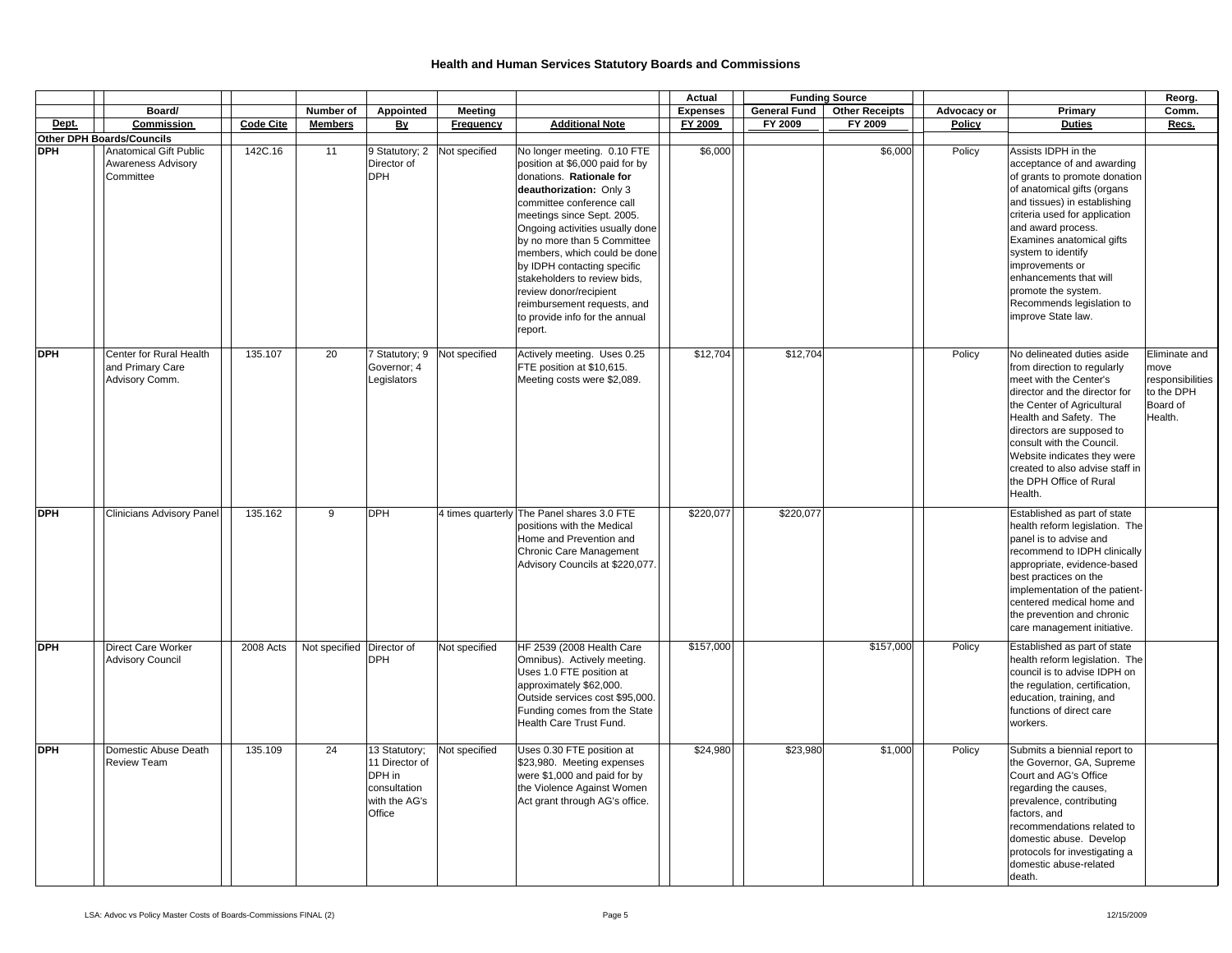# Health and Human Services Statutory Boards and Commissions

| Dept. | Board/ Commission | Code Cite | Number of Members | Appointed By | Meeting Frequency | Additional Note | Actual Expenses FY 2009 | Funding Source General Fund FY 2009 | Funding Source Other Receipts FY 2009 | Advocacy or Policy | Primary Duties | Reorg. Comm. Recs. |
|---|---|---|---|---|---|---|---|---|---|---|---|---|
| **Other DPH Boards/Councils** | | | | | | | | | | | | |
| **DPH** | Anatomical Gift Public Awareness Advisory Committee | 142C.16 | 11 | 9 Statutory; 2 Director of DPH | Not specified | No longer meeting. 0.10 FTE position at $6,000 paid for by donations. **Rationale for deauthorization:** Only 3 committee conference call meetings since Sept. 2005. Ongoing activities usually done by no more than 5 Committee members, which could be done by IDPH contacting specific stakeholders to review bids, review donor/recipient reimbursement requests, and to provide info for the annual report. | $6,000 | | $6,000 | Policy | Assists IDPH in the acceptance of and awarding of grants to promote donation of anatomical gifts (organs and tissues) in establishing criteria used for application and award process. Examines anatomical gifts system to identify improvements or enhancements that will promote the system. Recommends legislation to improve State law. | |
| **DPH** | Center for Rural Health and Primary Care Advisory Comm. | 135.107 | 20 | 7 Statutory; 9 Governor; 4 Legislators | Not specified | Actively meeting. Uses 0.25 FTE position at $10,615. Meeting costs were $2,089. | $12,704 | $12,704 | | Policy | No delineated duties aside from direction to regularly meet with the Center's director and the director for the Center of Agricultural Health and Safety. The directors are supposed to consult with the Council. Website indicates they were created to also advise staff in the DPH Office of Rural Health. | Eliminate and move responsibilities to the DPH Board of Health. |
| **DPH** | Clinicians Advisory Panel | 135.162 | 9 | DPH | 4 times quarterly | The Panel shares 3.0 FTE positions with the Medical Home and Prevention and Chronic Care Management Advisory Councils at $220,077. | $220,077 | $220,077 | | | Established as part of state health reform legislation. The panel is to advise and recommend to IDPH clinically appropriate, evidence-based best practices on the implementation of the patient-centered medical home and the prevention and chronic care management initiative. | |
| **DPH** | Direct Care Worker Advisory Council | 2008 Acts | Not specified | Director of DPH | Not specified | HF 2539 (2008 Health Care Omnibus). Actively meeting. Uses 1.0 FTE position at approximately $62,000. Outside services cost $95,000. Funding comes from the State Health Care Trust Fund. | $157,000 | | $157,000 | Policy | Established as part of state health reform legislation. The council is to advise IDPH on the regulation, certification, education, training, and functions of direct care workers. | |
| **DPH** | Domestic Abuse Death Review Team | 135.109 | 24 | 13 Statutory; 11 Director of DPH in consultation with the AG's Office | Not specified | Uses 0.30 FTE position at $23,980. Meeting expenses were $1,000 and paid for by the Violence Against Women Act grant through AG's office. | $24,980 | $23,980 | $1,000 | Policy | Submits a biennial report to the Governor, GA, Supreme Court and AG's Office regarding the causes, prevalence, contributing factors, and recommendations related to domestic abuse. Develop protocols for investigating a domestic abuse-related death. | |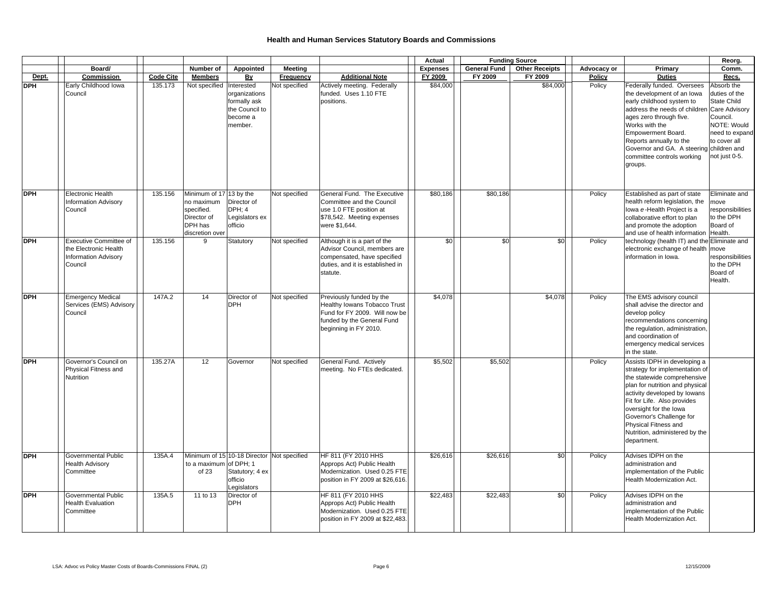# Health and Human Services Statutory Boards and Commissions

| Dept. | Board/ Commission | Code Cite | Number of Members | Appointed By | Meeting Frequency | Additional Note | Actual Expenses FY 2009 | Funding Source General Fund FY 2009 | Funding Source Other Receipts FY 2009 | Advocacy or Policy | Primary Duties | Reorg. Comm. Recs. |
|---|---|---|---|---|---|---|---|---|---|---|---|---|
| DPH | Early Childhood Iowa Council | 135.173 | Not specified | Interested organizations formally ask the Council to become a member. | Not specified | Actively meeting. Federally funded. Uses 1.10 FTE positions. | $84,000 | | $84,000 | Policy | Federally funded. Oversees the development of an Iowa early childhood system to address the needs of children ages zero through five. Works with the Empowerment Board. Reports annually to the Governor and GA. A steering committee controls working groups. | Absorb the duties of the State Child Care Advisory Council. NOTE: Would need to expand to cover all children and not just 0-5. |
| DPH | Electronic Health Information Advisory Council | 135.156 | Minimum of 17 no maximum specified. Director of DPH has discretion over | 13 by the Director of DPH; 4 Legislators ex officio | Not specified | General Fund. The Executive Committee and the Council use 1.0 FTE position at $78,542. Meeting expenses were $1,644. | $80,186 | $80,186 | | Policy | Established as part of state health reform legislation, the Iowa *e*-Health Project is a collaborative effort to plan and promote the adoption and use of health information technology (health IT) and the electronic exchange of health information in Iowa. | Eliminate and move responsibilities to the DPH Board of Health. |
| DPH | Executive Committee of the Electronic Health Information Advisory Council | 135.156 | 9 | Statutory | Not specified | Although it is a part of the Advisor Council, members are compensated, have specified duties, and it is established in statute. | $0 | $0 | $0 | Policy | | Eliminate and move responsibilities to the DPH Board of Health. |
| DPH | Emergency Medical Services (EMS) Advisory Council | 147A.2 | 14 | Director of DPH | Not specified | Previously funded by the Healthy Iowans Tobacco Trust Fund for FY 2009. Will now be funded by the General Fund beginning in FY 2010. | $4,078 | | $4,078 | Policy | The EMS advisory council shall advise the director and develop policy recommendations concerning the regulation, administration, and coordination of emergency medical services in the state. | |
| DPH | Governor's Council on Physical Fitness and Nutrition | 135.27A | 12 | Governor | Not specified | General Fund. Actively meeting. No FTEs dedicated. | $5,502 | $5,502 | | Policy | Assists IDPH in developing a strategy for implementation of the statewide comprehensive plan for nutrition and physical activity developed by Iowans Fit for Life. Also provides oversight for the Iowa Governor's Challenge for Physical Fitness and Nutrition, administered by the department. | |
| DPH | Governmental Public Health Advisory Committee | 135A.4 | Minimum of 15 to a maximum of 23 | 10-18 Director of DPH; 1 Statutory; 4 ex officio Legislators | Not specified | HF 811 (FY 2010 HHS Approps Act) Public Health Modernization. Used 0.25 FTE position in FY 2009 at $26,616. | $26,616 | $26,616 | $0 | Policy | Advises IDPH on the administration and implementation of the Public Health Modernization Act. | |
| DPH | Governmental Public Health Evaluation Committee | 135A.5 | 11 to 13 | Director of DPH | | HF 811 (FY 2010 HHS Approps Act) Public Health Modernization. Used 0.25 FTE position in FY 2009 at $22,483. | $22,483 | $22,483 | $0 | Policy | Advises IDPH on the administration and implementation of the Public Health Modernization Act. | |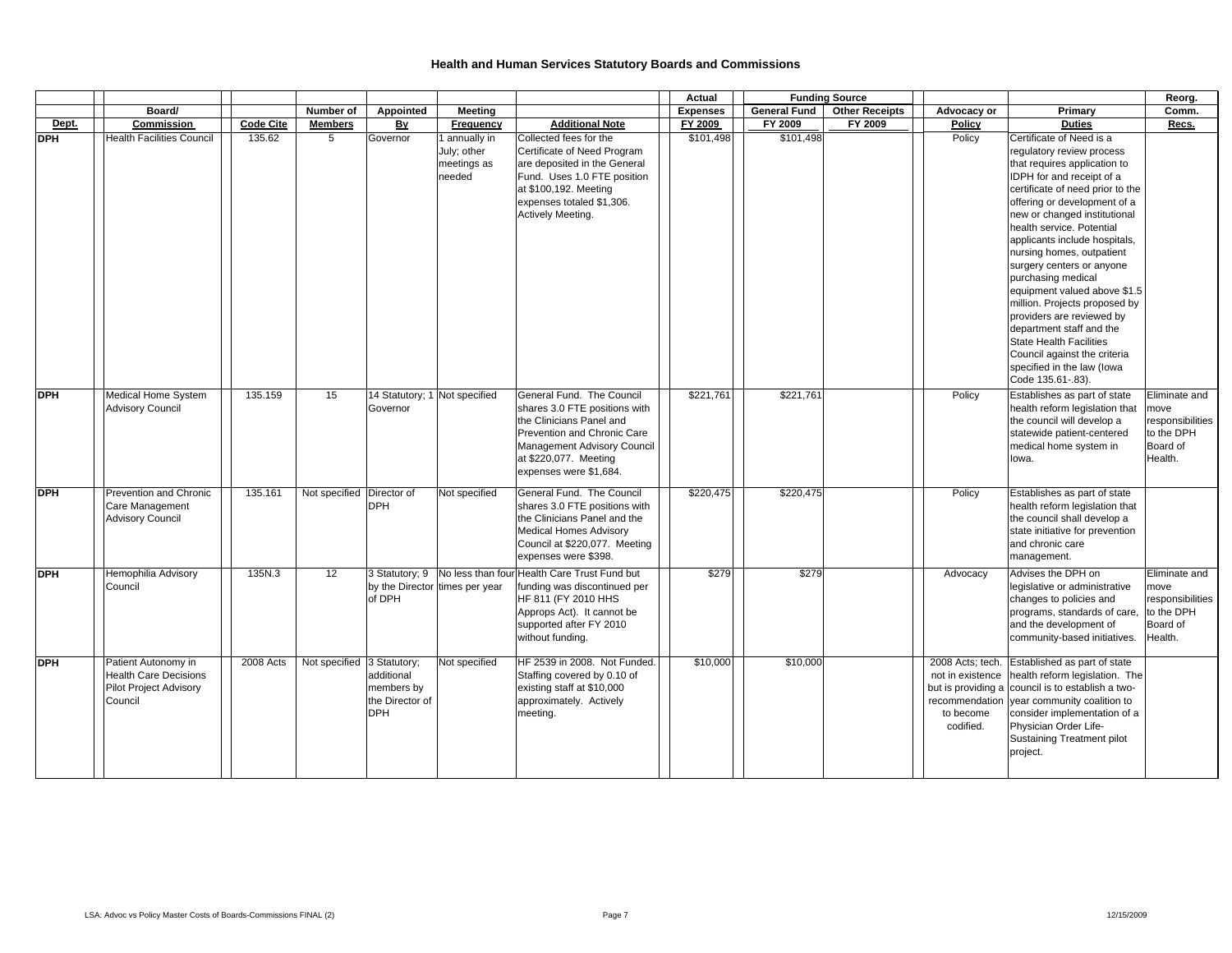# Health and Human Services Statutory Boards and Commissions

| Dept. | Board/ Commission | Code Cite | Number of Members | Appointed By | Meeting Frequency | Additional Note | Actual Expenses FY 2009 | Funding Source General Fund FY 2009 | Funding Source Other Receipts FY 2009 | Advocacy or Policy | Primary Duties | Reorg. Comm. Recs. |
|---|---|---|---|---|---|---|---|---|---|---|---|---|
| DPH | Health Facilities Council | 135.62 | 5 | Governor | 1 annually in July; other meetings as needed | Collected fees for the Certificate of Need Program are deposited in the General Fund. Uses 1.0 FTE position at $100,192. Meeting expenses totaled $1,306. Actively Meeting. | $101,498 | $101,498 | | Policy | Certificate of Need is a regulatory review process that requires application to IDPH for and receipt of a certificate of need prior to the offering or development of a new or changed institutional health service. Potential applicants include hospitals, nursing homes, outpatient surgery centers or anyone purchasing medical equipment valued above $1.5 million. Projects proposed by providers are reviewed by department staff and the State Health Facilities Council against the criteria specified in the law (Iowa Code 135.61-.83). | |
| DPH | Medical Home System Advisory Council | 135.159 | 15 | 14 Statutory; 1 Governor | Not specified | General Fund. The Council shares 3.0 FTE positions with the Clinicians Panel and Prevention and Chronic Care Management Advisory Council at $220,077. Meeting expenses were $1,684. | $221,761 | $221,761 | | Policy | Establishes as part of state health reform legislation that the council will develop a statewide patient-centered medical home system in Iowa. | Eliminate and move responsibilities to the DPH Board of Health. |
| DPH | Prevention and Chronic Care Management Advisory Council | 135.161 | Not specified | Director of DPH | Not specified | General Fund. The Council shares 3.0 FTE positions with the Clinicians Panel and the Medical Homes Advisory Council at $220,077. Meeting expenses were $398. | $220,475 | $220,475 | | Policy | Establishes as part of state health reform legislation that the council shall develop a state initiative for prevention and chronic care management. | |
| DPH | Hemophilia Advisory Council | 135N.3 | 12 | 3 Statutory; 9 by the Director of DPH | No less than four times per year | Health Care Trust Fund but funding was discontinued per HF 811 (FY 2010 HHS Approps Act). It cannot be supported after FY 2010 without funding. | $279 | $279 | | Advocacy | Advises the DPH on legislative or administrative changes to policies and programs, standards of care, and the development of community-based initiatives. | Eliminate and move responsibilities to the DPH Board of Health. |
| DPH | Patient Autonomy in Health Care Decisions Pilot Project Advisory Council | 2008 Acts | Not specified | 3 Statutory; additional members by the Director of DPH | Not specified | HF 2539 in 2008. Not Funded. Staffing covered by 0.10 of existing staff at $10,000 approximately. Actively meeting. | $10,000 | $10,000 | | 2008 Acts; tech. not in existence but is providing a recommendation to become codified. | Established as part of state health reform legislation. The council is to establish a two-year community coalition to consider implementation of a Physician Order Life-Sustaining Treatment pilot project. | |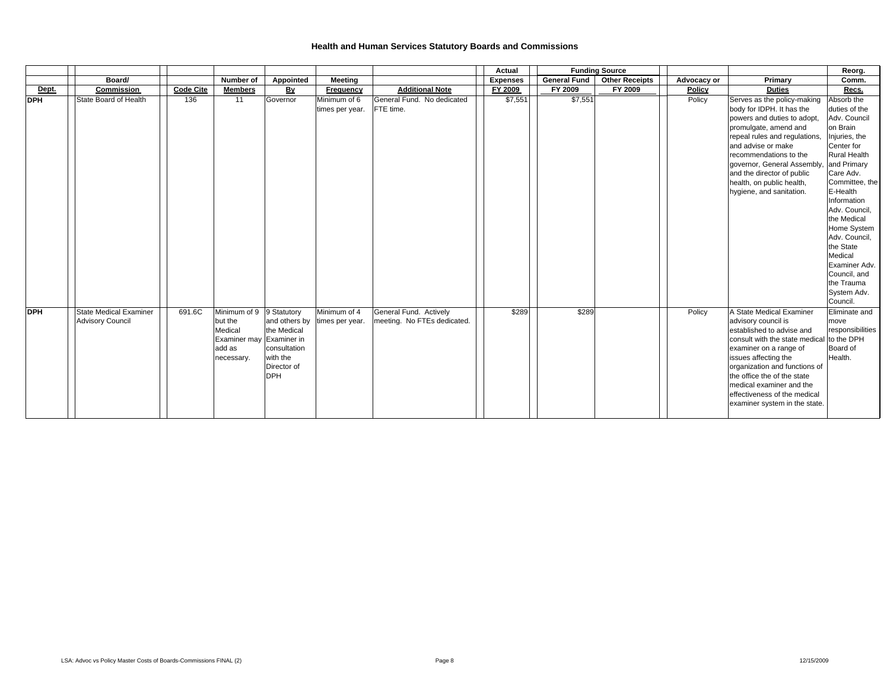# Health and Human Services Statutory Boards and Commissions

| Dept. | Board/ Commission | Code Cite | Number of Members | Appointed By | Meeting Frequency | Additional Note | Actual Expenses FY 2009 | Funding Source: General Fund FY 2009 | Funding Source: Other Receipts FY 2009 | Advocacy or Policy | Primary Duties | Reorg. Comm. Recs. |
|---|---|---|---|---|---|---|---|---|---|---|---|---|
| **DPH** | State Board of Health | 136 | 11 | Governor | Minimum of 6 times per year. | General Fund. No dedicated FTE time. | $7,551 | $7,551 | | Policy | Serves as the policy-making body for IDPH. It has the powers and duties to adopt, promulgate, amend and repeal rules and regulations, and advise or make recommendations to the governor, General Assembly, and the director of public health, on public health, hygiene, and sanitation. | Absorb the duties of the Adv. Council on Brain Injuries, the Center for Rural Health and Primary Care Adv. Committee, the E-Health Information Adv. Council, the Medical Home System Adv. Council, the State Medical Examiner Adv. Council, and the Trauma System Adv. Council. |
| **DPH** | State Medical Examiner Advisory Council | 691.6C | Minimum of 9 but the Medical Examiner may add as necessary. | 9 Statutory and others by the Medical Examiner in consultation with the Director of DPH | Minimum of 4 times per year. | General Fund. Actively meeting. No FTEs dedicated. | $289 | $289 | | Policy | A State Medical Examiner advisory council is established to advise and consult with the state medical examiner on a range of issues affecting the organization and functions of the office the of the state medical examiner and the effectiveness of the medical examiner system in the state. | Eliminate and move responsibilities to the DPH Board of Health. |

LSA: Advoc vs Policy Master Costs of Boards-Commissions FINAL (2)

12/15/2009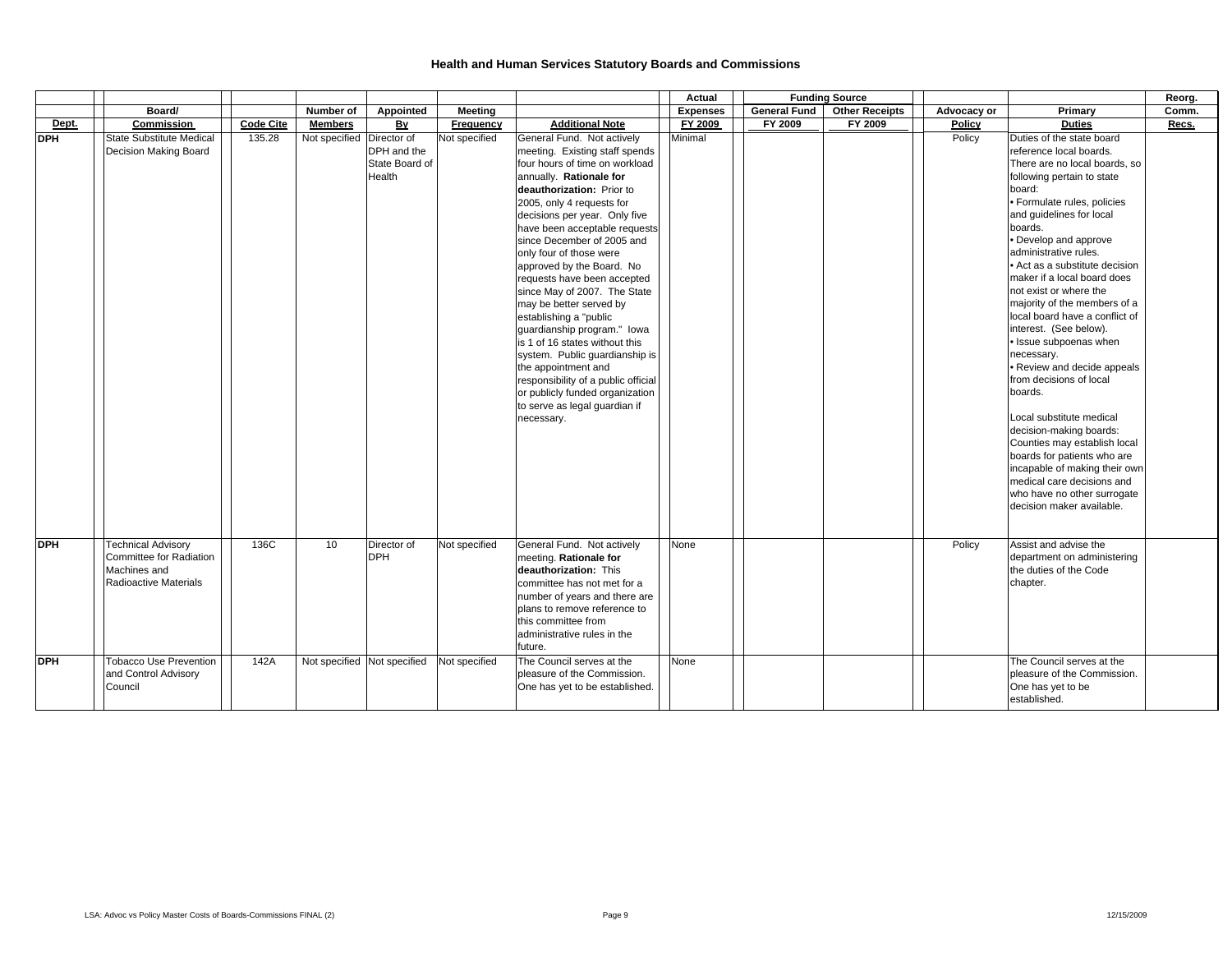# Health and Human Services Statutory Boards and Commissions

| Dept. | Board/ Commission | Code Cite | Number of Members | Appointed By | Meeting Frequency | Additional Note | Actual Expenses FY 2009 | Funding Source General Fund FY 2009 | Funding Source Other Receipts FY 2009 | Advocacy or Policy | Primary Duties | Reorg. Comm. Recs. |
|---|---|---|---|---|---|---|---|---|---|---|---|---|
| DPH | State Substitute Medical Decision Making Board | 135.28 | Not specified | Director of DPH and the State Board of Health | Not specified | General Fund. Not actively meeting. Existing staff spends four hours of time on workload annually. **Rationale for deauthorization:** Prior to 2005, only 4 requests for decisions per year. Only five have been acceptable requests since December of 2005 and only four of those were approved by the Board. No requests have been accepted since May of 2007. The State may be better served by establishing a "public guardianship program." Iowa is 1 of 16 states without this system. Public guardianship is the appointment and responsibility of a public official or publicly funded organization to serve as legal guardian if necessary. | Minimal | | | Policy | Duties of the state board reference local boards. There are no local boards, so following pertain to state board: • Formulate rules, policies and guidelines for local boards. • Develop and approve administrative rules. • Act as a substitute decision maker if a local board does not exist or where the majority of the members of a local board have a conflict of interest. (See below). • Issue subpoenas when necessary. • Review and decide appeals from decisions of local boards. Local substitute medical decision-making boards: Counties may establish local boards for patients who are incapable of making their own medical care decisions and who have no other surrogate decision maker available. | |
| DPH | Technical Advisory Committee for Radiation Machines and Radioactive Materials | 136C | 10 | Director of DPH | Not specified | General Fund. Not actively meeting. **Rationale for deauthorization:** This committee has not met for a number of years and there are plans to remove reference to this committee from administrative rules in the future. | None | | | Policy | Assist and advise the department on administering the duties of the Code chapter. | |
| DPH | Tobacco Use Prevention and Control Advisory Council | 142A | Not specified | Not specified | Not specified | The Council serves at the pleasure of the Commission. One has yet to be established. | None | | | | The Council serves at the pleasure of the Commission. One has yet to be established. | |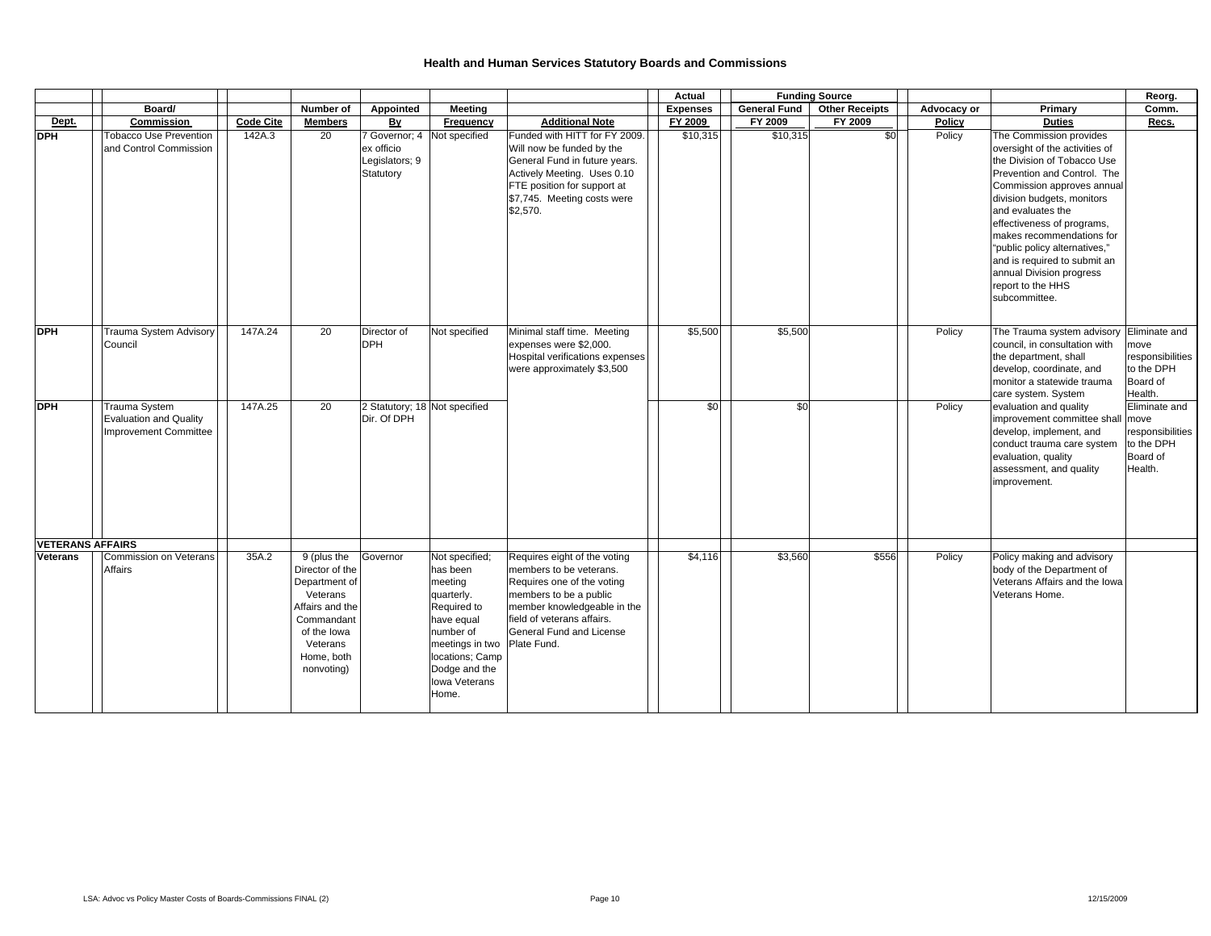# Health and Human Services Statutory Boards and Commissions

| Dept. | Board/ Commission | Code Cite | Number of Members | Appointed By | Meeting Frequency | Additional Note | Actual Expenses FY 2009 | Funding Source General Fund FY 2009 | Funding Source Other Receipts FY 2009 | Advocacy or Policy | Primary Duties | Reorg. Comm. Recs. |
|---|---|---|---|---|---|---|---|---|---|---|---|---|
| DPH | Tobacco Use Prevention and Control Commission | 142A.3 | 20 | 7 Governor; 4 ex officio Legislators; 9 Statutory | Not specified | Funded with HITT for FY 2009. Will now be funded by the General Fund in future years. Actively Meeting. Uses 0.10 FTE position for support at $7,745. Meeting costs were $2,570. | $10,315 | $10,315 | $0 | Policy | The Commission provides oversight of the activities of the Division of Tobacco Use Prevention and Control. The Commission approves annual division budgets, monitors and evaluates the effectiveness of programs, makes recommendations for "public policy alternatives," and is required to submit an annual Division progress report to the HHS subcommittee. | |
| DPH | Trauma System Advisory Council | 147A.24 | 20 | Director of DPH | Not specified | Minimal staff time. Meeting expenses were $2,000. Hospital verifications expenses were approximately $3,500 | $5,500 | $5,500 | | Policy | The Trauma system advisory council, in consultation with the department, shall develop, coordinate, and monitor a statewide trauma care system. | Eliminate and move responsibilities to the DPH Board of Health. |
| DPH | Trauma System Evaluation and Quality Improvement Committee | 147A.25 | 20 | 2 Statutory; 18 Dir. Of DPH | Not specified | | $0 | $0 | | Policy | System evaluation and quality improvement committee shall develop, implement, and conduct trauma care system evaluation, quality assessment, and quality improvement. | Eliminate and move responsibilities to the DPH Board of Health. |
| **VETERANS AFFAIRS** | | | | | | | | | | | | |
| Veterans | Commission on Veterans Affairs | 35A.2 | 9 (plus the Director of the Department of Veterans Affairs and the Commandant of the Iowa Veterans Home, both nonvoting) | Governor | Not specified; has been meeting quarterly. Required to have equal number of meetings in two locations; Camp Dodge and the Iowa Veterans Home. | Requires eight of the voting members to be veterans. Requires one of the voting members to be a public member knowledgeable in the field of veterans affairs. General Fund and License Plate Fund. | $4,116 | $3,560 | $556 | Policy | Policy making and advisory body of the Department of Veterans Affairs and the Iowa Veterans Home. | |